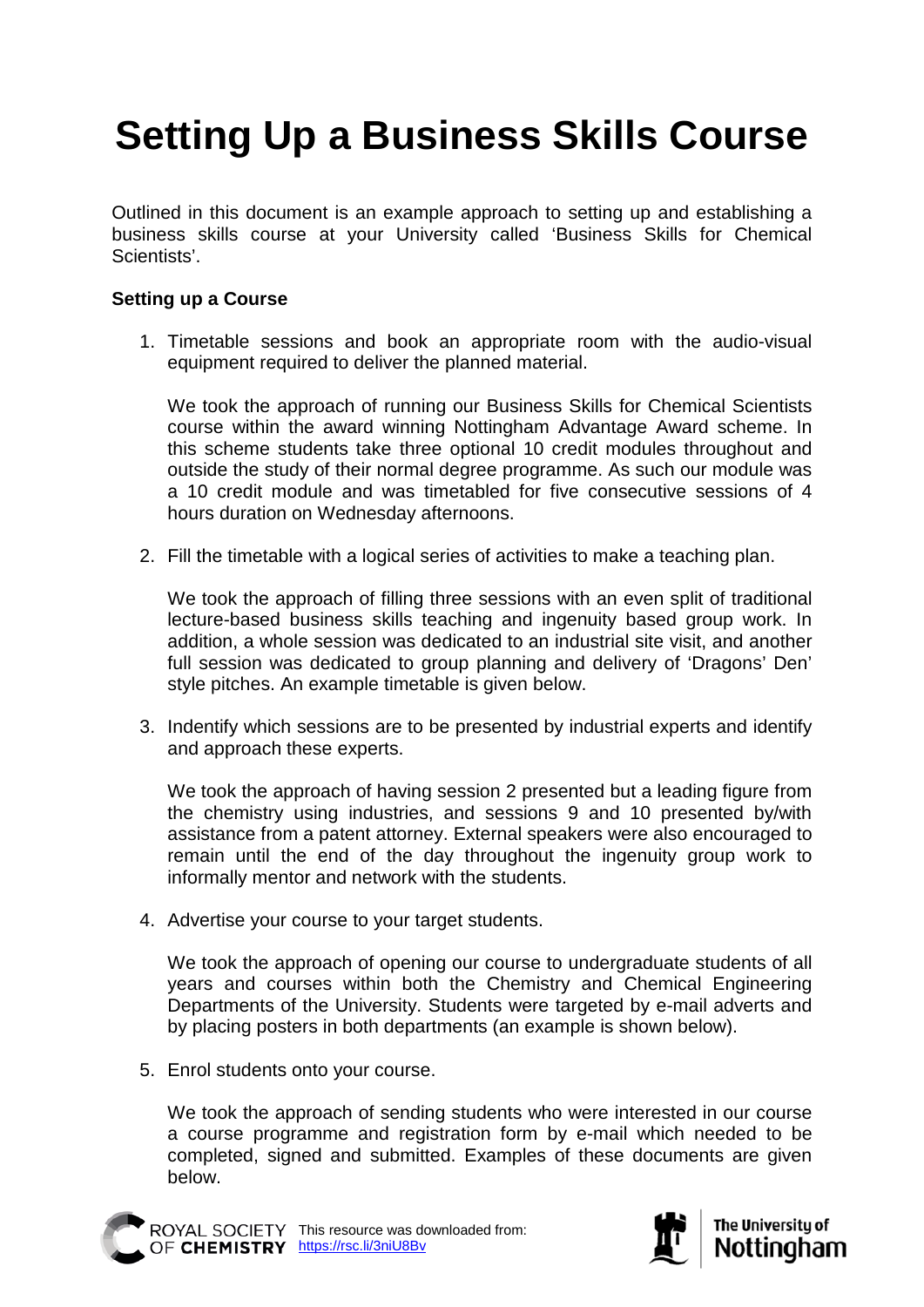# Setting Up a Business Skills Course

Outlined in this document is an example approach to setting up and establishing a business skills course at your University called 'Business Skills for Chemical Scientists'.

**Setting up a Course**

1. Timetable sessions and book an appropriate room with the audio-visual equipment required to deliver the planned material.

   We took the approach of running our Business Skills for Chemical Scientists course within the award winning Nottingham Advantage Award scheme. In this scheme students take three optional 10 credit modules throughout and outside the study of their normal degree programme. As such our module was a 10 credit module and was timetabled for five consecutive sessions of 4 hours duration on Wednesday afternoons.

2. Fill the timetable with a logical series of activities to make a teaching plan.

   We took the approach of filling three sessions with an even split of traditional lecture-based business skills teaching and ingenuity based group work. In addition, a whole session was dedicated to an industrial site visit, and another full session was dedicated to group planning and delivery of 'Dragons' Den' style pitches. An example timetable is given below.

3. Indentify which sessions are to be presented by industrial experts and identify and approach these experts.

   We took the approach of having session 2 presented but a leading figure from the chemistry using industries, and sessions 9 and 10 presented by/with assistance from a patent attorney. External speakers were also encouraged to remain until the end of the day throughout the ingenuity group work to informally mentor and network with the students.

4. Advertise your course to your target students.

   We took the approach of opening our course to undergraduate students of all years and courses within both the Chemistry and Chemical Engineering Departments of the University. Students were targeted by e-mail adverts and by placing posters in both departments (an example is shown below).

5. Enrol students onto your course.

   We took the approach of sending students who were interested in our course a course programme and registration form by e-mail which needed to be completed, signed and submitted. Examples of these documents are given below.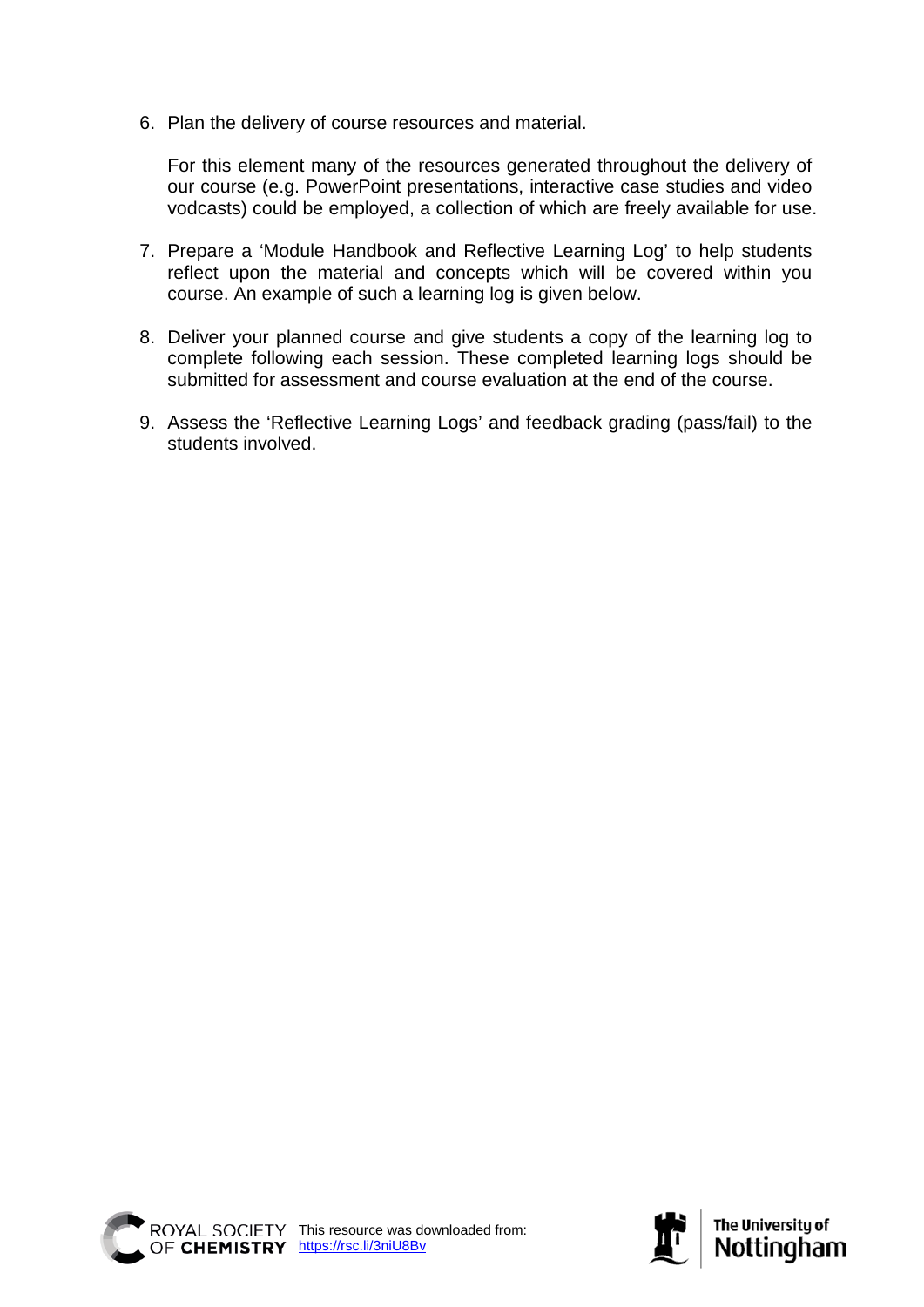6. Plan the delivery of course resources and material.

   For this element many of the resources generated throughout the delivery of our course (e.g. PowerPoint presentations, interactive case studies and video vodcasts) could be employed, a collection of which are freely available for use.

7. Prepare a 'Module Handbook and Reflective Learning Log' to help students reflect upon the material and concepts which will be covered within you course. An example of such a learning log is given below.

8. Deliver your planned course and give students a copy of the learning log to complete following each session. These completed learning logs should be submitted for assessment and course evaluation at the end of the course.

9. Assess the 'Reflective Learning Logs' and feedback grading (pass/fail) to the students involved.

ROYAL SOCIETY OF CHEMISTRY This resource was downloaded from: https://rsc.li/3niU8Bv

The University of Nottingham